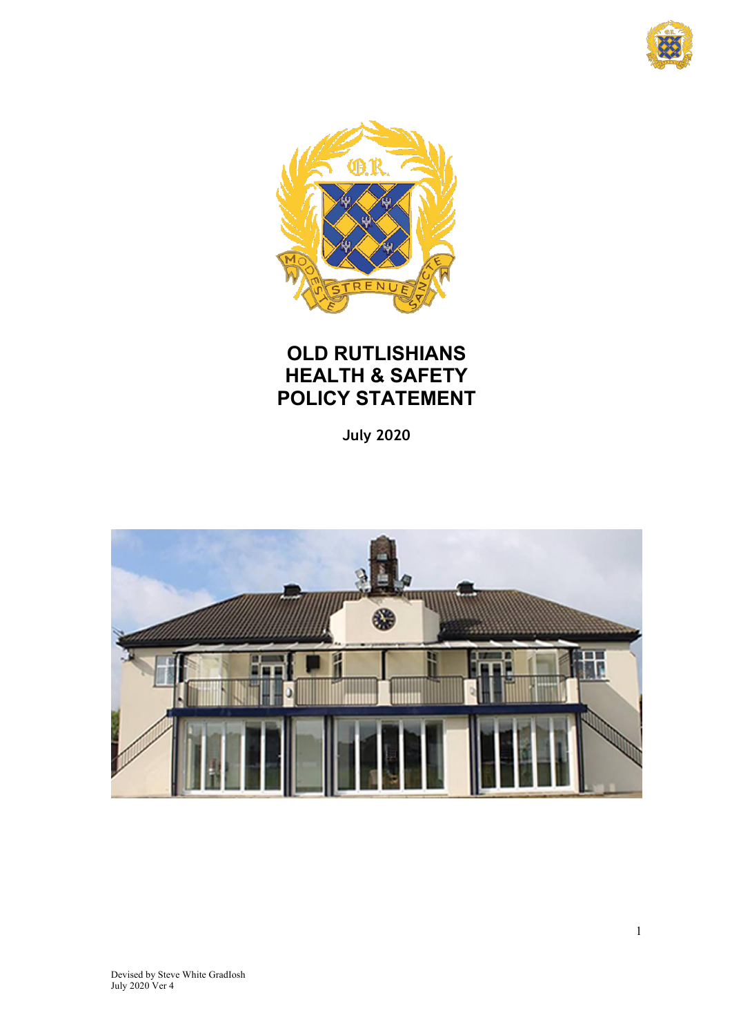# OLD RUTLISHIANS HEALTH & SAFETY POLICY STATEMENT

**July 2020**

Devised by Steve White GradIosh
July 2020 Ver 4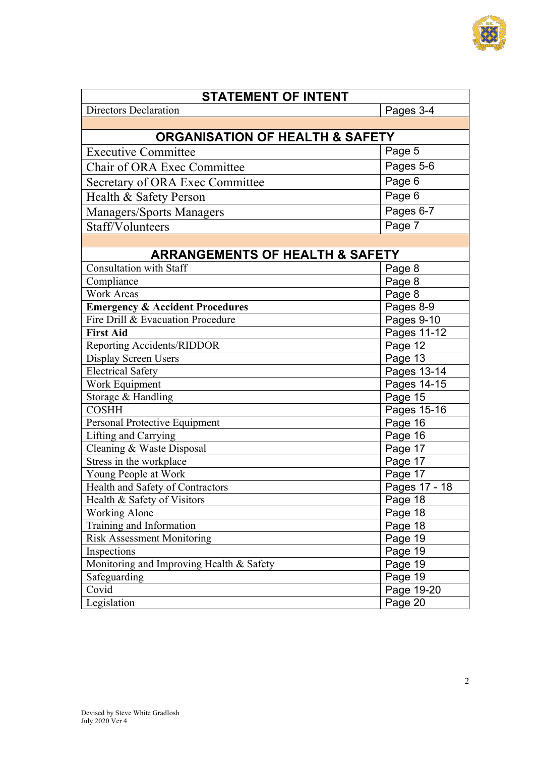| STATEMENT OF INTENT | |
|---|---|
| Directors Declaration | Pages 3-4 |
| | |
| **ORGANISATION OF HEALTH & SAFETY** | |
| Executive Committee | Page 5 |
| Chair of ORA Exec Committee | Pages 5-6 |
| Secretary of ORA Exec Committee | Page 6 |
| Health & Safety Person | Page 6 |
| Managers/Sports Managers | Pages 6-7 |
| Staff/Volunteers | Page 7 |
| | |
| **ARRANGEMENTS OF HEALTH & SAFETY** | |
| Consultation with Staff | Page 8 |
| Compliance | Page 8 |
| Work Areas | Page 8 |
| **Emergency & Accident Procedures** | Pages 8-9 |
| Fire Drill & Evacuation Procedure | Pages 9-10 |
| **First Aid** | Pages 11-12 |
| Reporting Accidents/RIDDOR | Page 12 |
| Display Screen Users | Page 13 |
| Electrical Safety | Pages 13-14 |
| Work Equipment | Pages 14-15 |
| Storage & Handling | Page 15 |
| COSHH | Pages 15-16 |
| Personal Protective Equipment | Page 16 |
| Lifting and Carrying | Page 16 |
| Cleaning & Waste Disposal | Page 17 |
| Stress in the workplace | Page 17 |
| Young People at Work | Page 17 |
| Health and Safety of Contractors | Pages 17 - 18 |
| Health & Safety of Visitors | Page 18 |
| Working Alone | Page 18 |
| Training and Information | Page 18 |
| Risk Assessment Monitoring | Page 19 |
| Inspections | Page 19 |
| Monitoring and Improving Health & Safety | Page 19 |
| Safeguarding | Page 19 |
| Covid | Page 19-20 |
| Legislation | Page 20 |

Devised by Steve White GradIosh
July 2020 Ver 4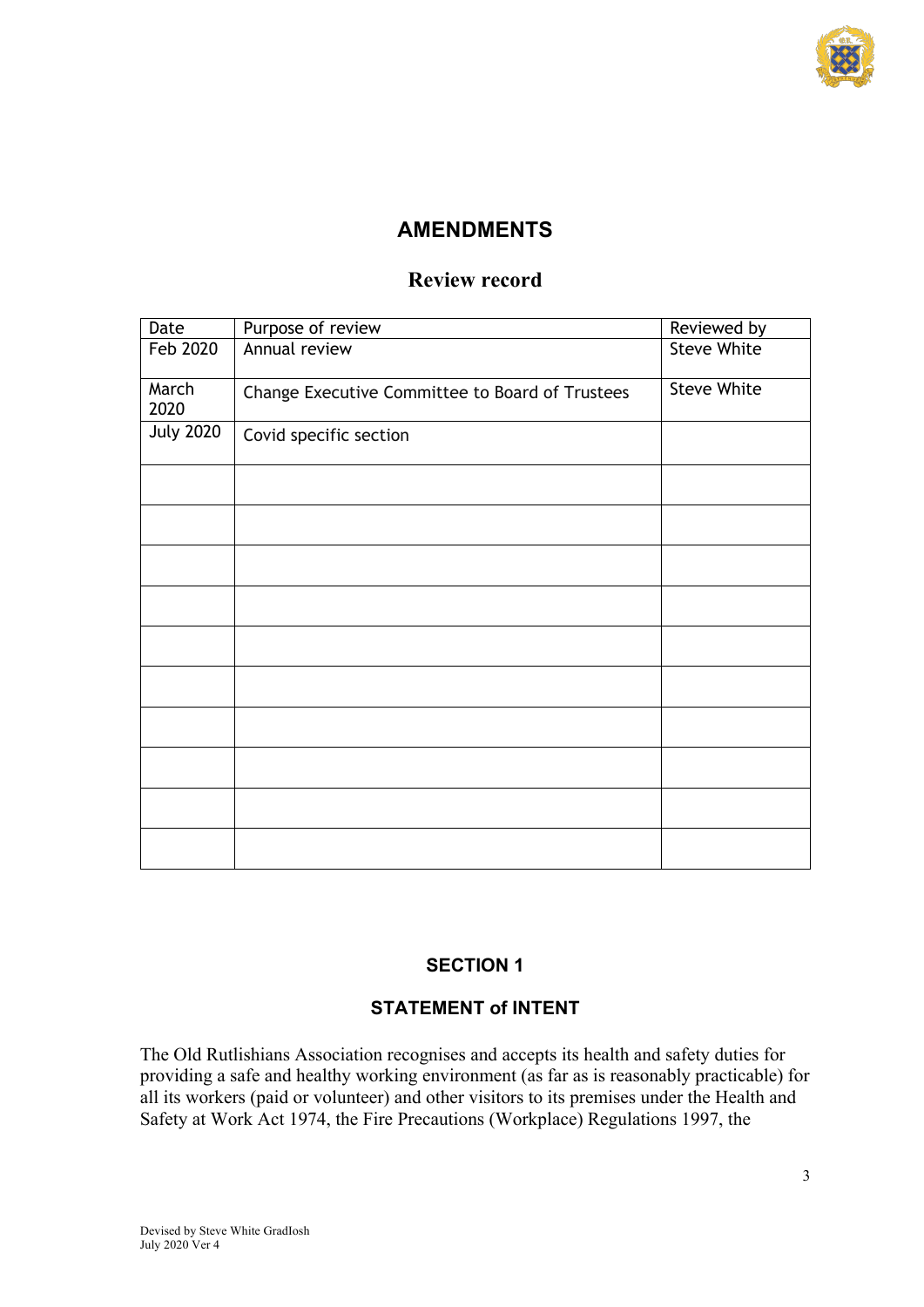## AMENDMENTS

### Review record

| Date | Purpose of review | Reviewed by |
|---|---|---|
| Feb 2020 | Annual review | Steve White |
| March 2020 | Change Executive Committee to Board of Trustees | Steve White |
| July 2020 | Covid specific section | |
| | | |
| | | |
| | | |
| | | |
| | | |
| | | |
| | | |
| | | |
| | | |
| | | |

## SECTION 1

### STATEMENT of INTENT

The Old Rutlishians Association recognises and accepts its health and safety duties for providing a safe and healthy working environment (as far as is reasonably practicable) for all its workers (paid or volunteer) and other visitors to its premises under the Health and Safety at Work Act 1974, the Fire Precautions (Workplace) Regulations 1997, the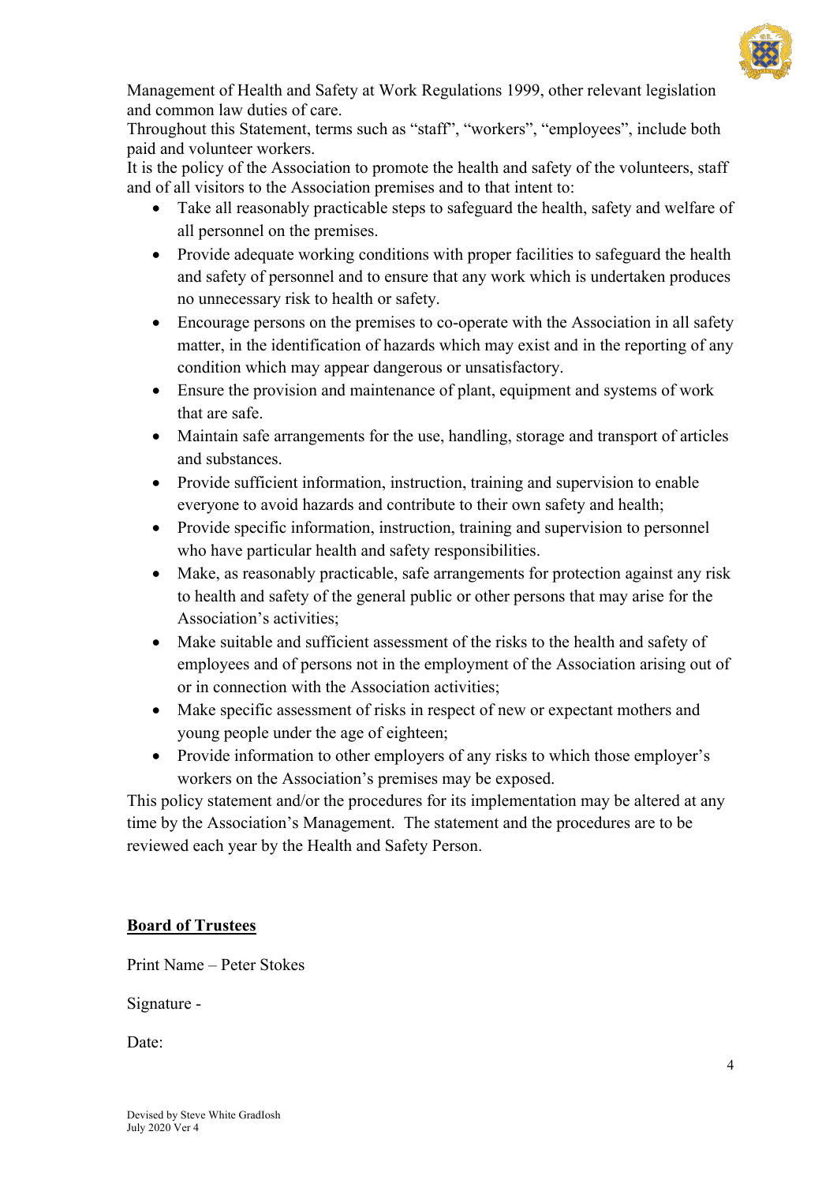Management of Health and Safety at Work Regulations 1999, other relevant legislation and common law duties of care.

Throughout this Statement, terms such as "staff", "workers", "employees", include both paid and volunteer workers.

It is the policy of the Association to promote the health and safety of the volunteers, staff and of all visitors to the Association premises and to that intent to:

- Take all reasonably practicable steps to safeguard the health, safety and welfare of all personnel on the premises.
- Provide adequate working conditions with proper facilities to safeguard the health and safety of personnel and to ensure that any work which is undertaken produces no unnecessary risk to health or safety.
- Encourage persons on the premises to co-operate with the Association in all safety matter, in the identification of hazards which may exist and in the reporting of any condition which may appear dangerous or unsatisfactory.
- Ensure the provision and maintenance of plant, equipment and systems of work that are safe.
- Maintain safe arrangements for the use, handling, storage and transport of articles and substances.
- Provide sufficient information, instruction, training and supervision to enable everyone to avoid hazards and contribute to their own safety and health;
- Provide specific information, instruction, training and supervision to personnel who have particular health and safety responsibilities.
- Make, as reasonably practicable, safe arrangements for protection against any risk to health and safety of the general public or other persons that may arise for the Association's activities;
- Make suitable and sufficient assessment of the risks to the health and safety of employees and of persons not in the employment of the Association arising out of or in connection with the Association activities;
- Make specific assessment of risks in respect of new or expectant mothers and young people under the age of eighteen;
- Provide information to other employers of any risks to which those employer's workers on the Association's premises may be exposed.

This policy statement and/or the procedures for its implementation may be altered at any time by the Association's Management. The statement and the procedures are to be reviewed each year by the Health and Safety Person.

**Board of Trustees**

Print Name – Peter Stokes

Signature -

Date:

Devised by Steve White GradIosh
July 2020 Ver 4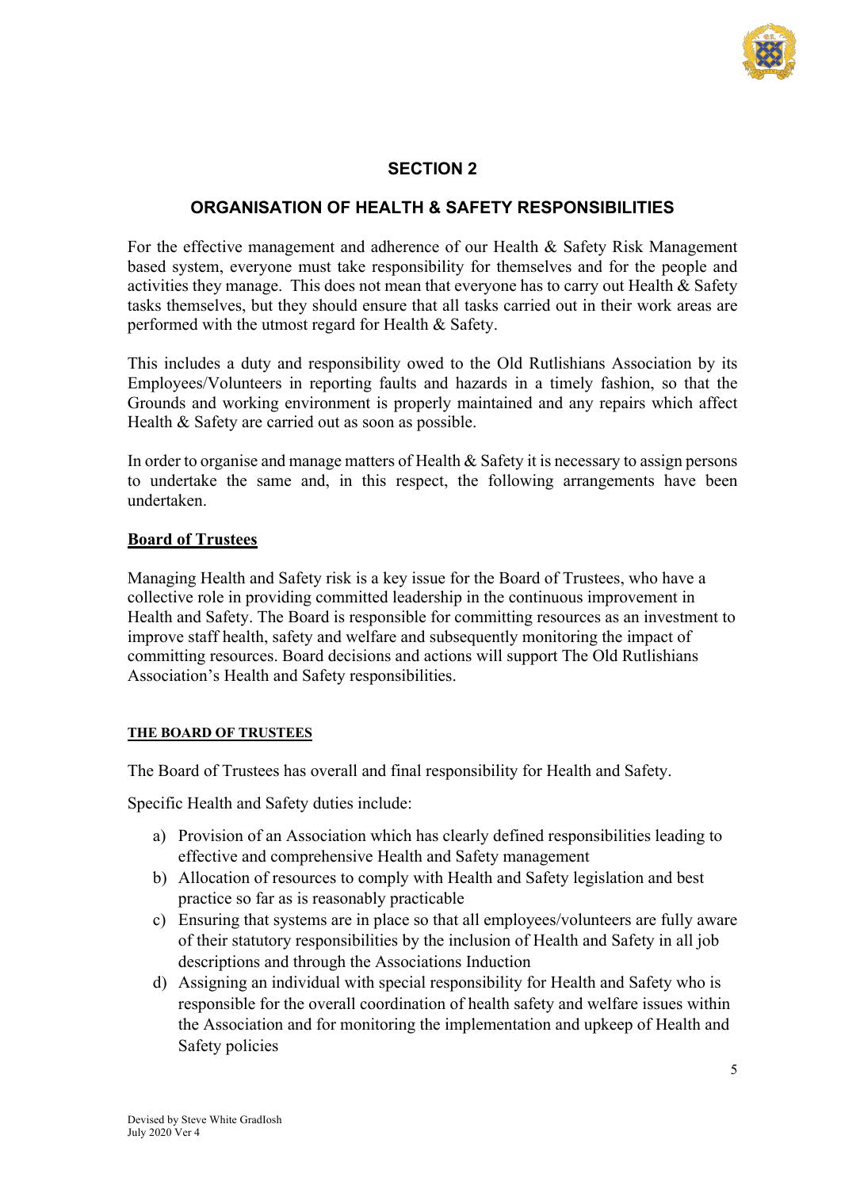## SECTION 2

## ORGANISATION OF HEALTH & SAFETY RESPONSIBILITIES

For the effective management and adherence of our Health & Safety Risk Management based system, everyone must take responsibility for themselves and for the people and activities they manage. This does not mean that everyone has to carry out Health & Safety tasks themselves, but they should ensure that all tasks carried out in their work areas are performed with the utmost regard for Health & Safety.

This includes a duty and responsibility owed to the Old Rutlishians Association by its Employees/Volunteers in reporting faults and hazards in a timely fashion, so that the Grounds and working environment is properly maintained and any repairs which affect Health & Safety are carried out as soon as possible.

In order to organise and manage matters of Health & Safety it is necessary to assign persons to undertake the same and, in this respect, the following arrangements have been undertaken.

### Board of Trustees

Managing Health and Safety risk is a key issue for the Board of Trustees, who have a collective role in providing committed leadership in the continuous improvement in Health and Safety. The Board is responsible for committing resources as an investment to improve staff health, safety and welfare and subsequently monitoring the impact of committing resources. Board decisions and actions will support The Old Rutlishians Association's Health and Safety responsibilities.

#### THE BOARD OF TRUSTEES

The Board of Trustees has overall and final responsibility for Health and Safety.

Specific Health and Safety duties include:

a) Provision of an Association which has clearly defined responsibilities leading to effective and comprehensive Health and Safety management
b) Allocation of resources to comply with Health and Safety legislation and best practice so far as is reasonably practicable
c) Ensuring that systems are in place so that all employees/volunteers are fully aware of their statutory responsibilities by the inclusion of Health and Safety in all job descriptions and through the Associations Induction
d) Assigning an individual with special responsibility for Health and Safety who is responsible for the overall coordination of health safety and welfare issues within the Association and for monitoring the implementation and upkeep of Health and Safety policies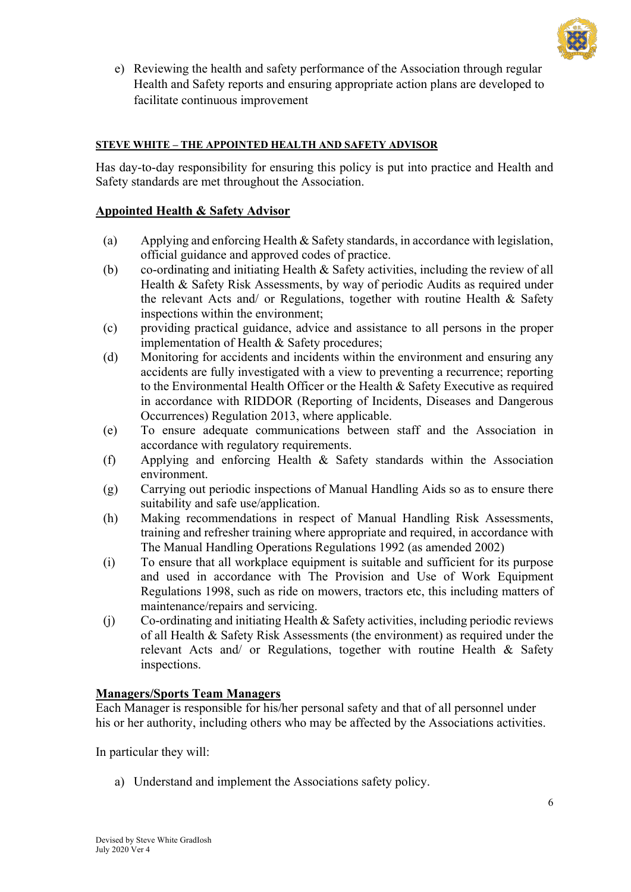e) Reviewing the health and safety performance of the Association through regular Health and Safety reports and ensuring appropriate action plans are developed to facilitate continuous improvement

**STEVE WHITE – THE APPOINTED HEALTH AND SAFETY ADVISOR**

Has day-to-day responsibility for ensuring this policy is put into practice and Health and Safety standards are met throughout the Association.

**Appointed Health & Safety Advisor**

(a) Applying and enforcing Health & Safety standards, in accordance with legislation, official guidance and approved codes of practice.

(b) co-ordinating and initiating Health & Safety activities, including the review of all Health & Safety Risk Assessments, by way of periodic Audits as required under the relevant Acts and/ or Regulations, together with routine Health & Safety inspections within the environment;

(c) providing practical guidance, advice and assistance to all persons in the proper implementation of Health & Safety procedures;

(d) Monitoring for accidents and incidents within the environment and ensuring any accidents are fully investigated with a view to preventing a recurrence; reporting to the Environmental Health Officer or the Health & Safety Executive as required in accordance with RIDDOR (Reporting of Incidents, Diseases and Dangerous Occurrences) Regulation 2013, where applicable.

(e) To ensure adequate communications between staff and the Association in accordance with regulatory requirements.

(f) Applying and enforcing Health & Safety standards within the Association environment.

(g) Carrying out periodic inspections of Manual Handling Aids so as to ensure there suitability and safe use/application.

(h) Making recommendations in respect of Manual Handling Risk Assessments, training and refresher training where appropriate and required, in accordance with The Manual Handling Operations Regulations 1992 (as amended 2002)

(i) To ensure that all workplace equipment is suitable and sufficient for its purpose and used in accordance with The Provision and Use of Work Equipment Regulations 1998, such as ride on mowers, tractors etc, this including matters of maintenance/repairs and servicing.

(j) Co-ordinating and initiating Health & Safety activities, including periodic reviews of all Health & Safety Risk Assessments (the environment) as required under the relevant Acts and/ or Regulations, together with routine Health & Safety inspections.

**Managers/Sports Team Managers**

Each Manager is responsible for his/her personal safety and that of all personnel under his or her authority, including others who may be affected by the Associations activities.

In particular they will:

a) Understand and implement the Associations safety policy.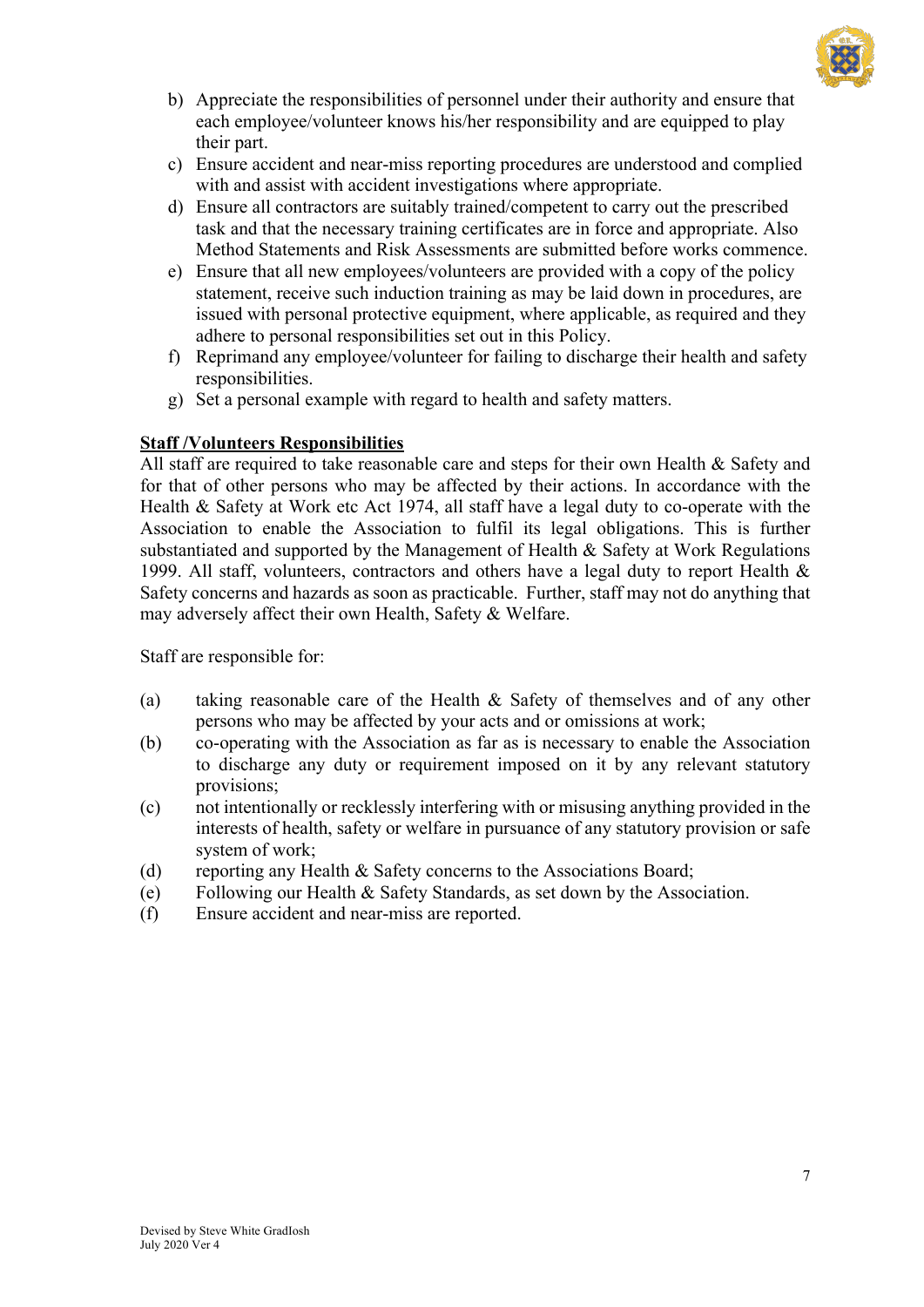b) Appreciate the responsibilities of personnel under their authority and ensure that each employee/volunteer knows his/her responsibility and are equipped to play their part.
c) Ensure accident and near-miss reporting procedures are understood and complied with and assist with accident investigations where appropriate.
d) Ensure all contractors are suitably trained/competent to carry out the prescribed task and that the necessary training certificates are in force and appropriate. Also Method Statements and Risk Assessments are submitted before works commence.
e) Ensure that all new employees/volunteers are provided with a copy of the policy statement, receive such induction training as may be laid down in procedures, are issued with personal protective equipment, where applicable, as required and they adhere to personal responsibilities set out in this Policy.
f) Reprimand any employee/volunteer for failing to discharge their health and safety responsibilities.
g) Set a personal example with regard to health and safety matters.

**Staff /Volunteers Responsibilities**

All staff are required to take reasonable care and steps for their own Health & Safety and for that of other persons who may be affected by their actions. In accordance with the Health & Safety at Work etc Act 1974, all staff have a legal duty to co-operate with the Association to enable the Association to fulfil its legal obligations. This is further substantiated and supported by the Management of Health & Safety at Work Regulations 1999. All staff, volunteers, contractors and others have a legal duty to report Health & Safety concerns and hazards as soon as practicable. Further, staff may not do anything that may adversely affect their own Health, Safety & Welfare.

Staff are responsible for:

(a) taking reasonable care of the Health & Safety of themselves and of any other persons who may be affected by your acts and or omissions at work;
(b) co-operating with the Association as far as is necessary to enable the Association to discharge any duty or requirement imposed on it by any relevant statutory provisions;
(c) not intentionally or recklessly interfering with or misusing anything provided in the interests of health, safety or welfare in pursuance of any statutory provision or safe system of work;
(d) reporting any Health & Safety concerns to the Associations Board;
(e) Following our Health & Safety Standards, as set down by the Association.
(f) Ensure accident and near-miss are reported.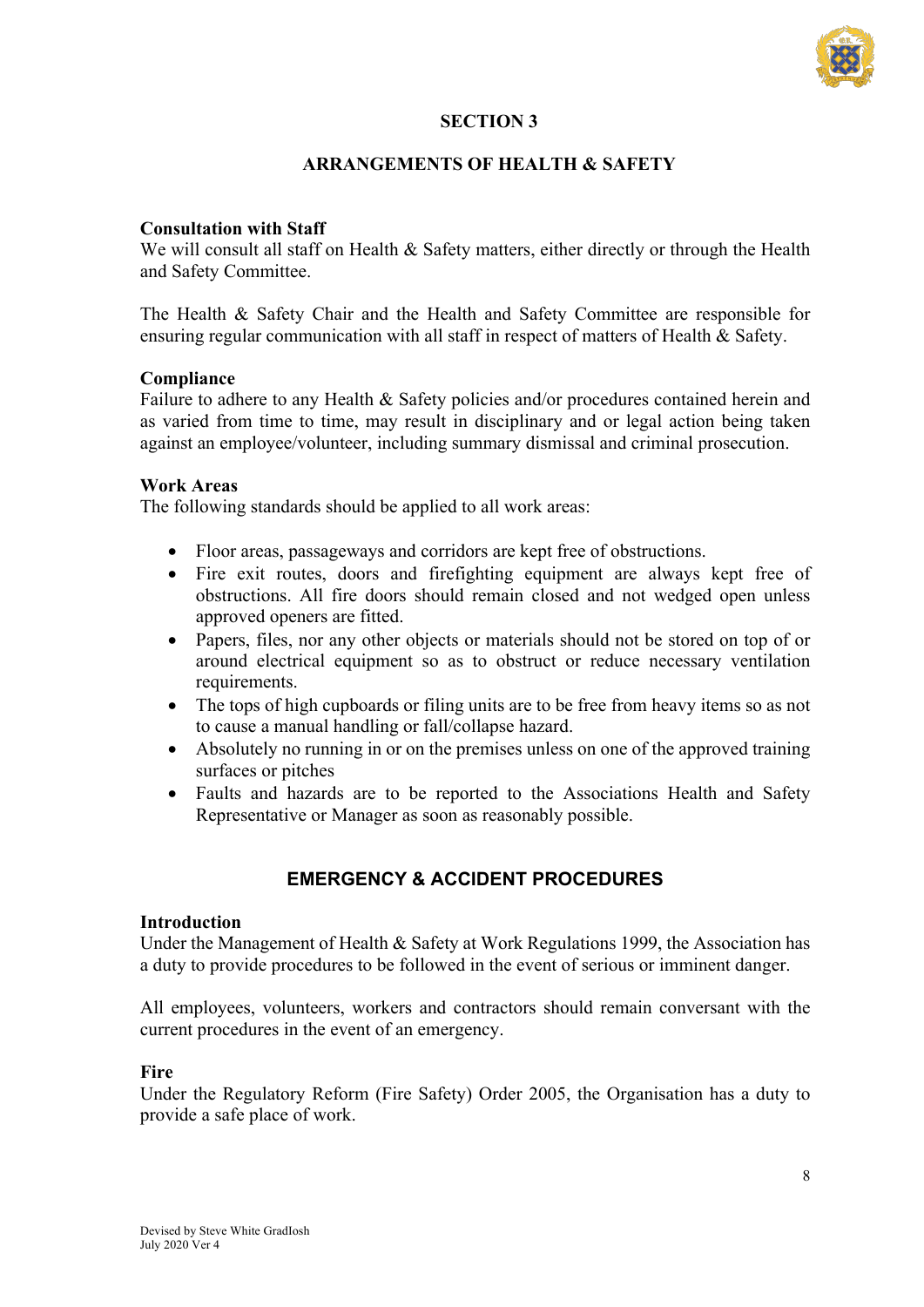## SECTION 3

## ARRANGEMENTS OF HEALTH & SAFETY

**Consultation with Staff**
We will consult all staff on Health & Safety matters, either directly or through the Health and Safety Committee.

The Health & Safety Chair and the Health and Safety Committee are responsible for ensuring regular communication with all staff in respect of matters of Health & Safety.

**Compliance**
Failure to adhere to any Health & Safety policies and/or procedures contained herein and as varied from time to time, may result in disciplinary and or legal action being taken against an employee/volunteer, including summary dismissal and criminal prosecution.

**Work Areas**
The following standards should be applied to all work areas:

- Floor areas, passageways and corridors are kept free of obstructions.
- Fire exit routes, doors and firefighting equipment are always kept free of obstructions. All fire doors should remain closed and not wedged open unless approved openers are fitted.
- Papers, files, nor any other objects or materials should not be stored on top of or around electrical equipment so as to obstruct or reduce necessary ventilation requirements.
- The tops of high cupboards or filing units are to be free from heavy items so as not to cause a manual handling or fall/collapse hazard.
- Absolutely no running in or on the premises unless on one of the approved training surfaces or pitches
- Faults and hazards are to be reported to the Associations Health and Safety Representative or Manager as soon as reasonably possible.

## EMERGENCY & ACCIDENT PROCEDURES

**Introduction**
Under the Management of Health & Safety at Work Regulations 1999, the Association has a duty to provide procedures to be followed in the event of serious or imminent danger.

All employees, volunteers, workers and contractors should remain conversant with the current procedures in the event of an emergency.

**Fire**
Under the Regulatory Reform (Fire Safety) Order 2005, the Organisation has a duty to provide a safe place of work.

Devised by Steve White GradIosh
July 2020 Ver 4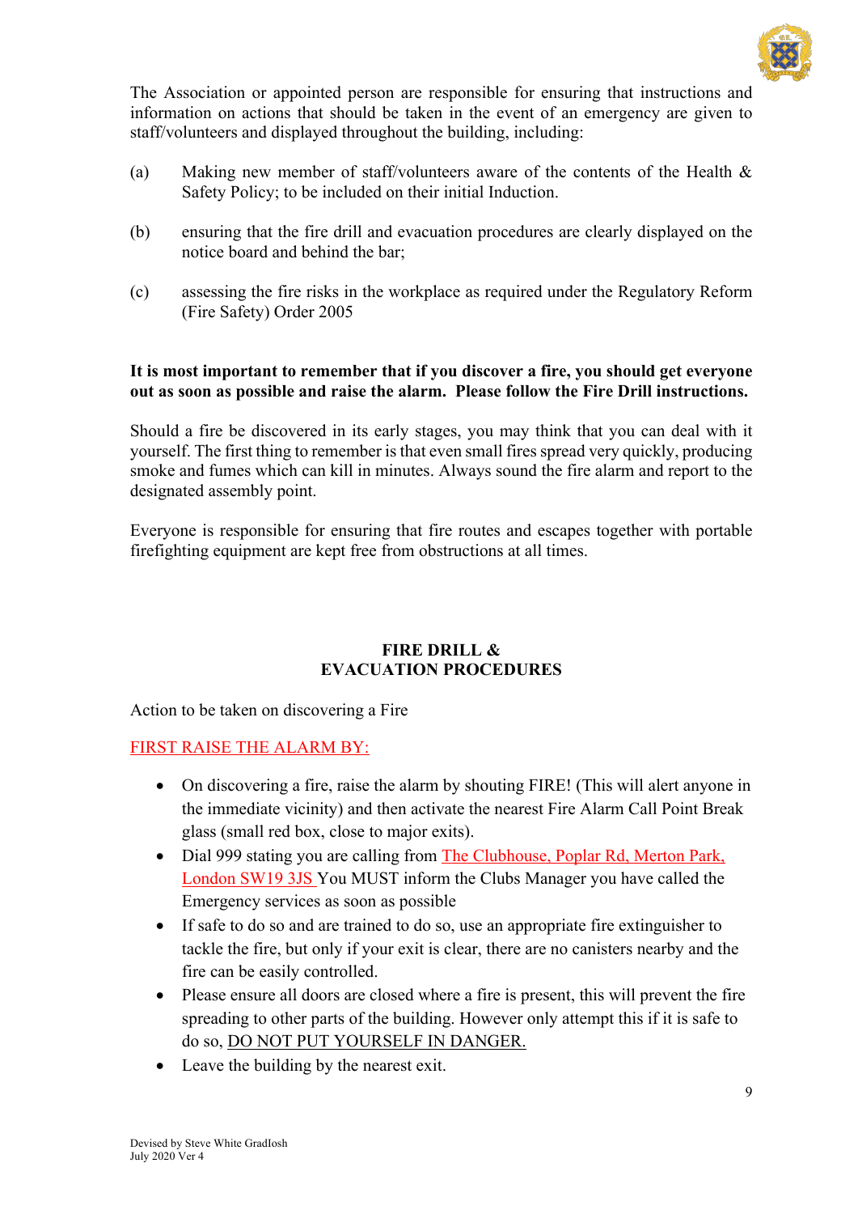The Association or appointed person are responsible for ensuring that instructions and information on actions that should be taken in the event of an emergency are given to staff/volunteers and displayed throughout the building, including:

(a) Making new member of staff/volunteers aware of the contents of the Health & Safety Policy; to be included on their initial Induction.

(b) ensuring that the fire drill and evacuation procedures are clearly displayed on the notice board and behind the bar;

(c) assessing the fire risks in the workplace as required under the Regulatory Reform (Fire Safety) Order 2005

**It is most important to remember that if you discover a fire, you should get everyone out as soon as possible and raise the alarm. Please follow the Fire Drill instructions.**

Should a fire be discovered in its early stages, you may think that you can deal with it yourself. The first thing to remember is that even small fires spread very quickly, producing smoke and fumes which can kill in minutes. Always sound the fire alarm and report to the designated assembly point.

Everyone is responsible for ensuring that fire routes and escapes together with portable firefighting equipment are kept free from obstructions at all times.

## FIRE DRILL & EVACUATION PROCEDURES

Action to be taken on discovering a Fire

FIRST RAISE THE ALARM BY:

- On discovering a fire, raise the alarm by shouting FIRE! (This will alert anyone in the immediate vicinity) and then activate the nearest Fire Alarm Call Point Break glass (small red box, close to major exits).
- Dial 999 stating you are calling from The Clubhouse, Poplar Rd, Merton Park, London SW19 3JS You MUST inform the Clubs Manager you have called the Emergency services as soon as possible
- If safe to do so and are trained to do so, use an appropriate fire extinguisher to tackle the fire, but only if your exit is clear, there are no canisters nearby and the fire can be easily controlled.
- Please ensure all doors are closed where a fire is present, this will prevent the fire spreading to other parts of the building. However only attempt this if it is safe to do so, DO NOT PUT YOURSELF IN DANGER.
- Leave the building by the nearest exit.

Devised by Steve White GradIosh
July 2020 Ver 4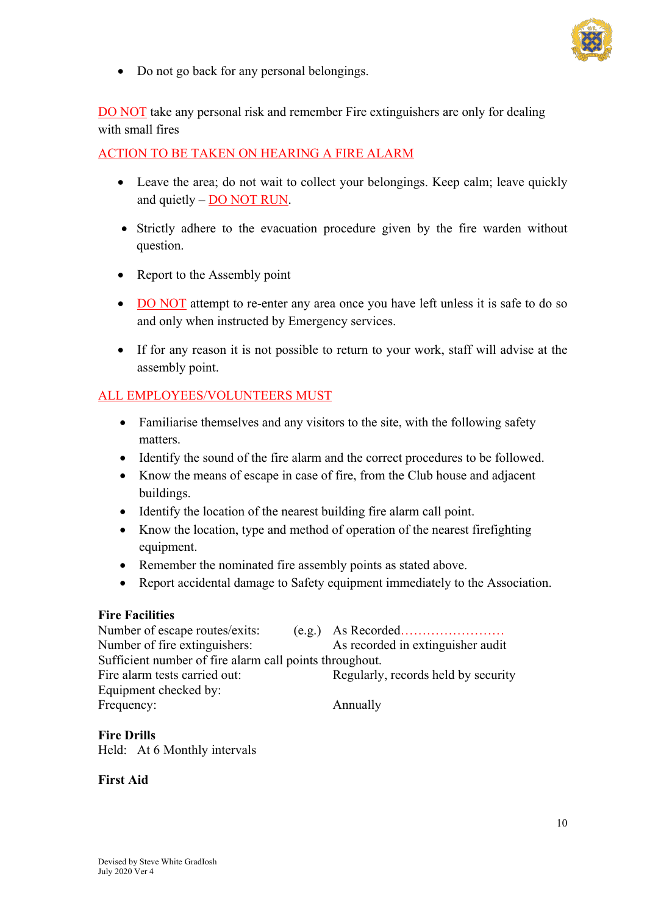- Do not go back for any personal belongings.

DO NOT take any personal risk and remember Fire extinguishers are only for dealing with small fires

ACTION TO BE TAKEN ON HEARING A FIRE ALARM

- Leave the area; do not wait to collect your belongings. Keep calm; leave quickly and quietly – DO NOT RUN.
- Strictly adhere to the evacuation procedure given by the fire warden without question.
- Report to the Assembly point
- DO NOT attempt to re-enter any area once you have left unless it is safe to do so and only when instructed by Emergency services.
- If for any reason it is not possible to return to your work, staff will advise at the assembly point.

ALL EMPLOYEES/VOLUNTEERS MUST

- Familiarise themselves and any visitors to the site, with the following safety matters.
- Identify the sound of the fire alarm and the correct procedures to be followed.
- Know the means of escape in case of fire, from the Club house and adjacent buildings.
- Identify the location of the nearest building fire alarm call point.
- Know the location, type and method of operation of the nearest firefighting equipment.
- Remember the nominated fire assembly points as stated above.
- Report accidental damage to Safety equipment immediately to the Association.

**Fire Facilities**

Number of escape routes/exits: (e.g.) As Recorded……………………
Number of fire extinguishers: As recorded in extinguisher audit
Sufficient number of fire alarm call points throughout.
Fire alarm tests carried out: Regularly, records held by security
Equipment checked by:
Frequency: Annually

**Fire Drills**

Held: At 6 Monthly intervals

**First Aid**

Devised by Steve White GradIosh
July 2020 Ver 4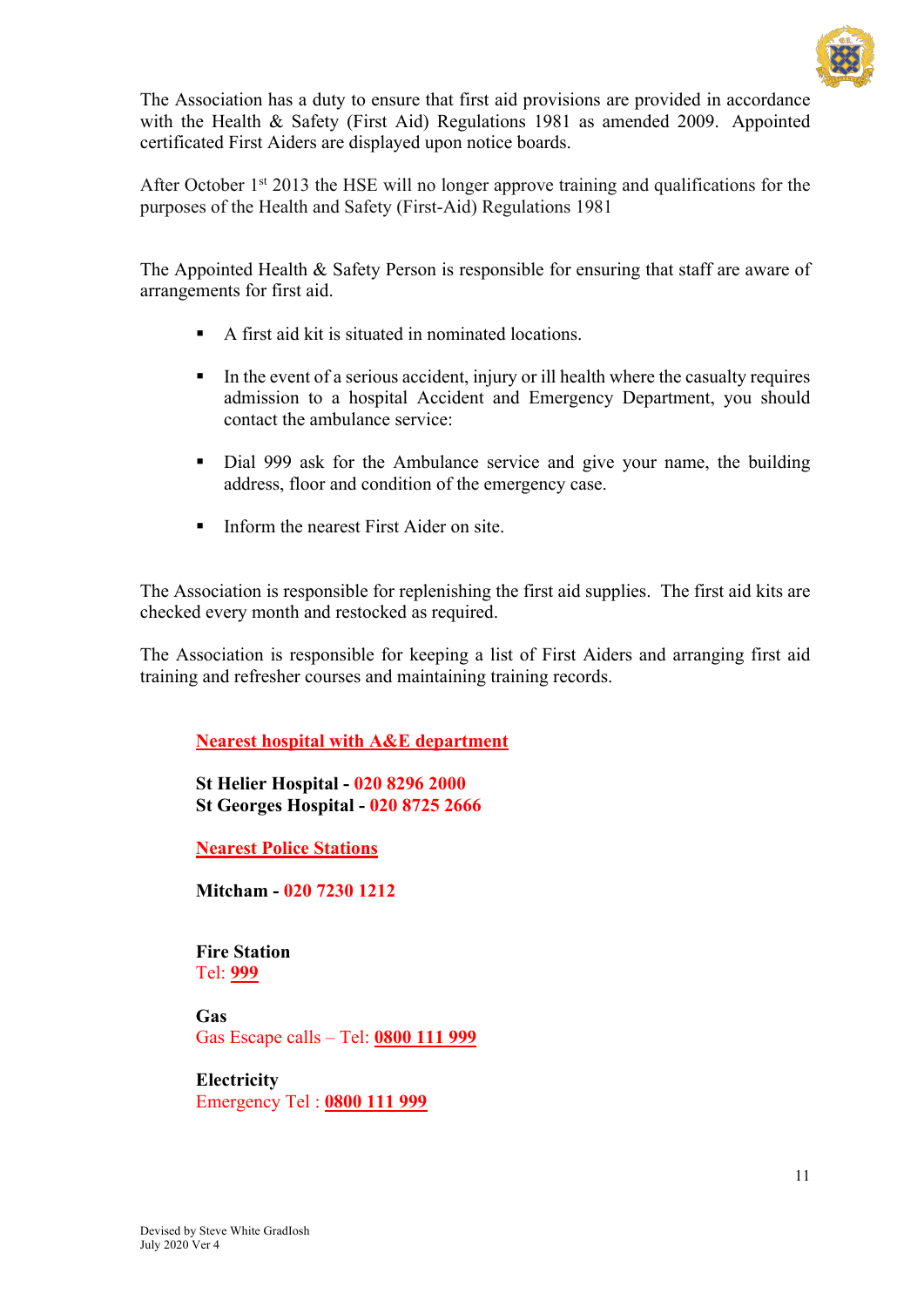The Association has a duty to ensure that first aid provisions are provided in accordance with the Health & Safety (First Aid) Regulations 1981 as amended 2009. Appointed certificated First Aiders are displayed upon notice boards.

After October 1st 2013 the HSE will no longer approve training and qualifications for the purposes of the Health and Safety (First-Aid) Regulations 1981

The Appointed Health & Safety Person is responsible for ensuring that staff are aware of arrangements for first aid.

- A first aid kit is situated in nominated locations.
- In the event of a serious accident, injury or ill health where the casualty requires admission to a hospital Accident and Emergency Department, you should contact the ambulance service:
- Dial 999 ask for the Ambulance service and give your name, the building address, floor and condition of the emergency case.
- Inform the nearest First Aider on site.

The Association is responsible for replenishing the first aid supplies. The first aid kits are checked every month and restocked as required.

The Association is responsible for keeping a list of First Aiders and arranging first aid training and refresher courses and maintaining training records.

**Nearest hospital with A&E department**

**St Helier Hospital - 020 8296 2000**
**St Georges Hospital - 020 8725 2666**

**Nearest Police Stations**

**Mitcham - 020 7230 1212**

**Fire Station**
Tel: **999**

**Gas**
Gas Escape calls – Tel: **0800 111 999**

**Electricity**
Emergency Tel : **0800 111 999**

Devised by Steve White GradIosh
July 2020 Ver 4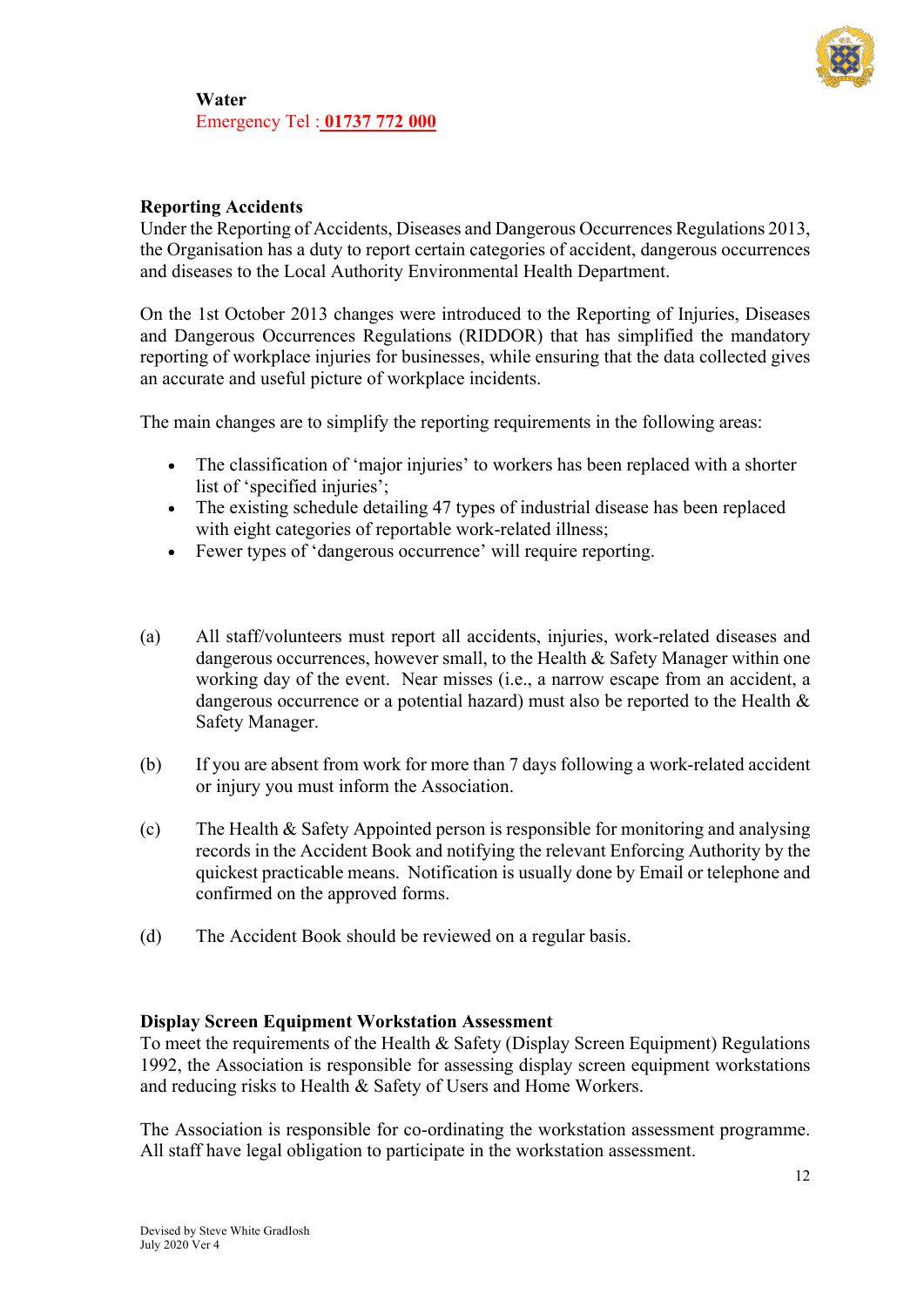**Water**
Emergency Tel : **01737 772 000**

**Reporting Accidents**
Under the Reporting of Accidents, Diseases and Dangerous Occurrences Regulations 2013, the Organisation has a duty to report certain categories of accident, dangerous occurrences and diseases to the Local Authority Environmental Health Department.

On the 1st October 2013 changes were introduced to the Reporting of Injuries, Diseases and Dangerous Occurrences Regulations (RIDDOR) that has simplified the mandatory reporting of workplace injuries for businesses, while ensuring that the data collected gives an accurate and useful picture of workplace incidents.

The main changes are to simplify the reporting requirements in the following areas:

- The classification of 'major injuries' to workers has been replaced with a shorter list of 'specified injuries';
- The existing schedule detailing 47 types of industrial disease has been replaced with eight categories of reportable work-related illness;
- Fewer types of 'dangerous occurrence' will require reporting.

(a) All staff/volunteers must report all accidents, injuries, work-related diseases and dangerous occurrences, however small, to the Health & Safety Manager within one working day of the event. Near misses (i.e., a narrow escape from an accident, a dangerous occurrence or a potential hazard) must also be reported to the Health & Safety Manager.

(b) If you are absent from work for more than 7 days following a work-related accident or injury you must inform the Association.

(c) The Health & Safety Appointed person is responsible for monitoring and analysing records in the Accident Book and notifying the relevant Enforcing Authority by the quickest practicable means. Notification is usually done by Email or telephone and confirmed on the approved forms.

(d) The Accident Book should be reviewed on a regular basis.

**Display Screen Equipment Workstation Assessment**
To meet the requirements of the Health & Safety (Display Screen Equipment) Regulations 1992, the Association is responsible for assessing display screen equipment workstations and reducing risks to Health & Safety of Users and Home Workers.

The Association is responsible for co-ordinating the workstation assessment programme. All staff have legal obligation to participate in the workstation assessment.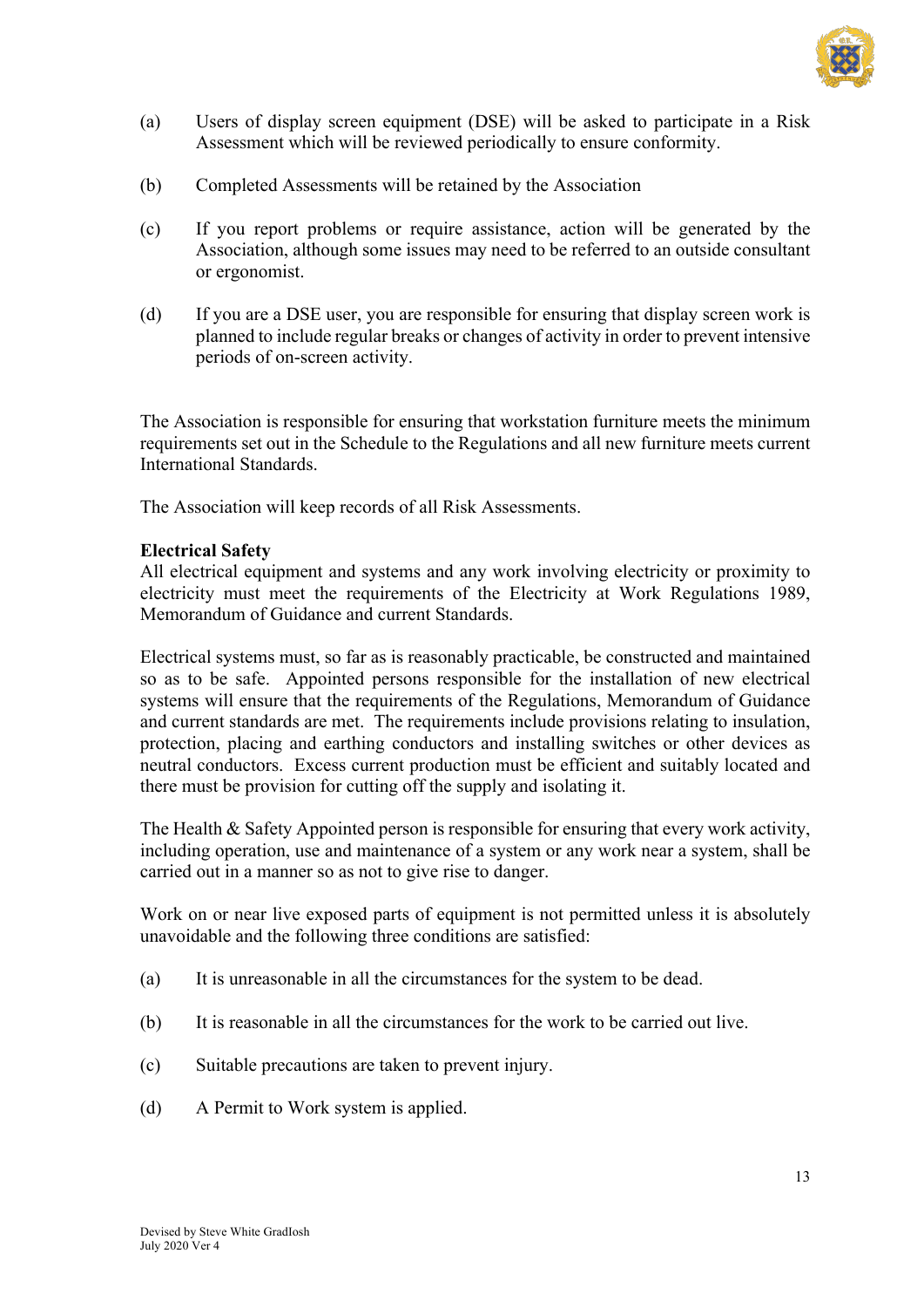(a) Users of display screen equipment (DSE) will be asked to participate in a Risk Assessment which will be reviewed periodically to ensure conformity.

(b) Completed Assessments will be retained by the Association

(c) If you report problems or require assistance, action will be generated by the Association, although some issues may need to be referred to an outside consultant or ergonomist.

(d) If you are a DSE user, you are responsible for ensuring that display screen work is planned to include regular breaks or changes of activity in order to prevent intensive periods of on-screen activity.

The Association is responsible for ensuring that workstation furniture meets the minimum requirements set out in the Schedule to the Regulations and all new furniture meets current International Standards.

The Association will keep records of all Risk Assessments.

**Electrical Safety**

All electrical equipment and systems and any work involving electricity or proximity to electricity must meet the requirements of the Electricity at Work Regulations 1989, Memorandum of Guidance and current Standards.

Electrical systems must, so far as is reasonably practicable, be constructed and maintained so as to be safe. Appointed persons responsible for the installation of new electrical systems will ensure that the requirements of the Regulations, Memorandum of Guidance and current standards are met. The requirements include provisions relating to insulation, protection, placing and earthing conductors and installing switches or other devices as neutral conductors. Excess current production must be efficient and suitably located and there must be provision for cutting off the supply and isolating it.

The Health & Safety Appointed person is responsible for ensuring that every work activity, including operation, use and maintenance of a system or any work near a system, shall be carried out in a manner so as not to give rise to danger.

Work on or near live exposed parts of equipment is not permitted unless it is absolutely unavoidable and the following three conditions are satisfied:

(a) It is unreasonable in all the circumstances for the system to be dead.

(b) It is reasonable in all the circumstances for the work to be carried out live.

(c) Suitable precautions are taken to prevent injury.

(d) A Permit to Work system is applied.

Devised by Steve White GradIosh
July 2020 Ver 4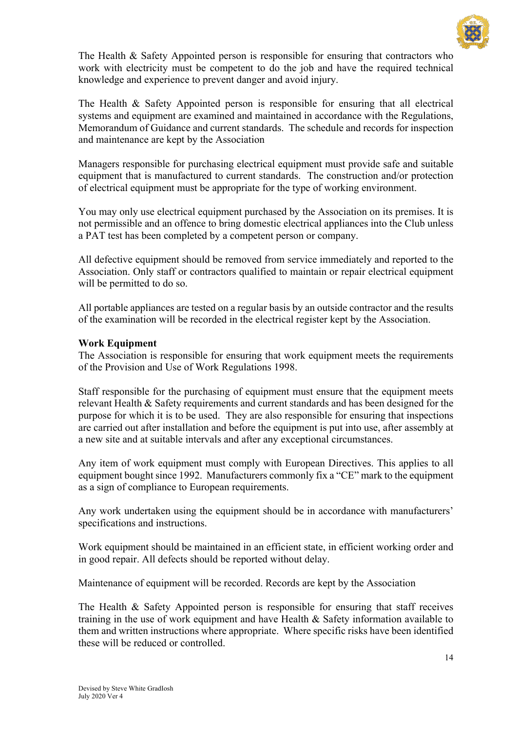The Health & Safety Appointed person is responsible for ensuring that contractors who work with electricity must be competent to do the job and have the required technical knowledge and experience to prevent danger and avoid injury.

The Health & Safety Appointed person is responsible for ensuring that all electrical systems and equipment are examined and maintained in accordance with the Regulations, Memorandum of Guidance and current standards. The schedule and records for inspection and maintenance are kept by the Association

Managers responsible for purchasing electrical equipment must provide safe and suitable equipment that is manufactured to current standards. The construction and/or protection of electrical equipment must be appropriate for the type of working environment.

You may only use electrical equipment purchased by the Association on its premises. It is not permissible and an offence to bring domestic electrical appliances into the Club unless a PAT test has been completed by a competent person or company.

All defective equipment should be removed from service immediately and reported to the Association. Only staff or contractors qualified to maintain or repair electrical equipment will be permitted to do so.

All portable appliances are tested on a regular basis by an outside contractor and the results of the examination will be recorded in the electrical register kept by the Association.

**Work Equipment**

The Association is responsible for ensuring that work equipment meets the requirements of the Provision and Use of Work Regulations 1998.

Staff responsible for the purchasing of equipment must ensure that the equipment meets relevant Health & Safety requirements and current standards and has been designed for the purpose for which it is to be used. They are also responsible for ensuring that inspections are carried out after installation and before the equipment is put into use, after assembly at a new site and at suitable intervals and after any exceptional circumstances.

Any item of work equipment must comply with European Directives. This applies to all equipment bought since 1992. Manufacturers commonly fix a "CE" mark to the equipment as a sign of compliance to European requirements.

Any work undertaken using the equipment should be in accordance with manufacturers' specifications and instructions.

Work equipment should be maintained in an efficient state, in efficient working order and in good repair. All defects should be reported without delay.

Maintenance of equipment will be recorded. Records are kept by the Association

The Health & Safety Appointed person is responsible for ensuring that staff receives training in the use of work equipment and have Health & Safety information available to them and written instructions where appropriate. Where specific risks have been identified these will be reduced or controlled.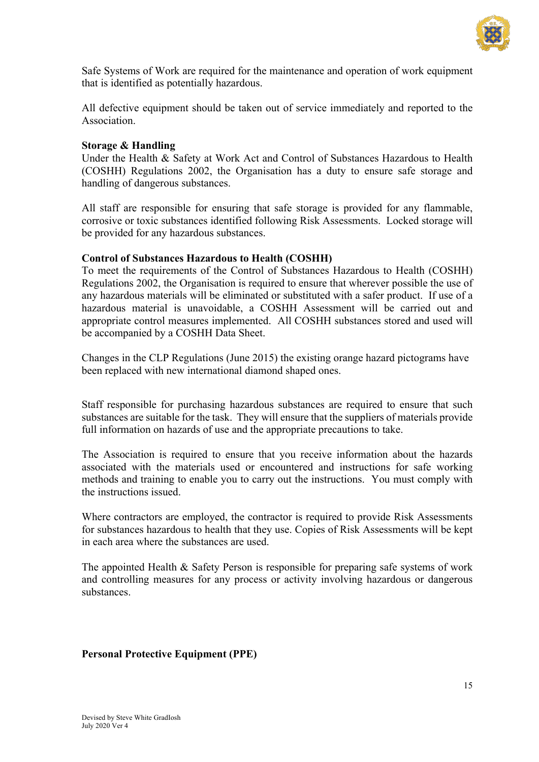Safe Systems of Work are required for the maintenance and operation of work equipment that is identified as potentially hazardous.

All defective equipment should be taken out of service immediately and reported to the Association.

**Storage & Handling**

Under the Health & Safety at Work Act and Control of Substances Hazardous to Health (COSHH) Regulations 2002, the Organisation has a duty to ensure safe storage and handling of dangerous substances.

All staff are responsible for ensuring that safe storage is provided for any flammable, corrosive or toxic substances identified following Risk Assessments. Locked storage will be provided for any hazardous substances.

**Control of Substances Hazardous to Health (COSHH)**

To meet the requirements of the Control of Substances Hazardous to Health (COSHH) Regulations 2002, the Organisation is required to ensure that wherever possible the use of any hazardous materials will be eliminated or substituted with a safer product. If use of a hazardous material is unavoidable, a COSHH Assessment will be carried out and appropriate control measures implemented. All COSHH substances stored and used will be accompanied by a COSHH Data Sheet.

Changes in the CLP Regulations (June 2015) the existing orange hazard pictograms have been replaced with new international diamond shaped ones.

Staff responsible for purchasing hazardous substances are required to ensure that such substances are suitable for the task. They will ensure that the suppliers of materials provide full information on hazards of use and the appropriate precautions to take.

The Association is required to ensure that you receive information about the hazards associated with the materials used or encountered and instructions for safe working methods and training to enable you to carry out the instructions. You must comply with the instructions issued.

Where contractors are employed, the contractor is required to provide Risk Assessments for substances hazardous to health that they use. Copies of Risk Assessments will be kept in each area where the substances are used.

The appointed Health & Safety Person is responsible for preparing safe systems of work and controlling measures for any process or activity involving hazardous or dangerous substances.

**Personal Protective Equipment (PPE)**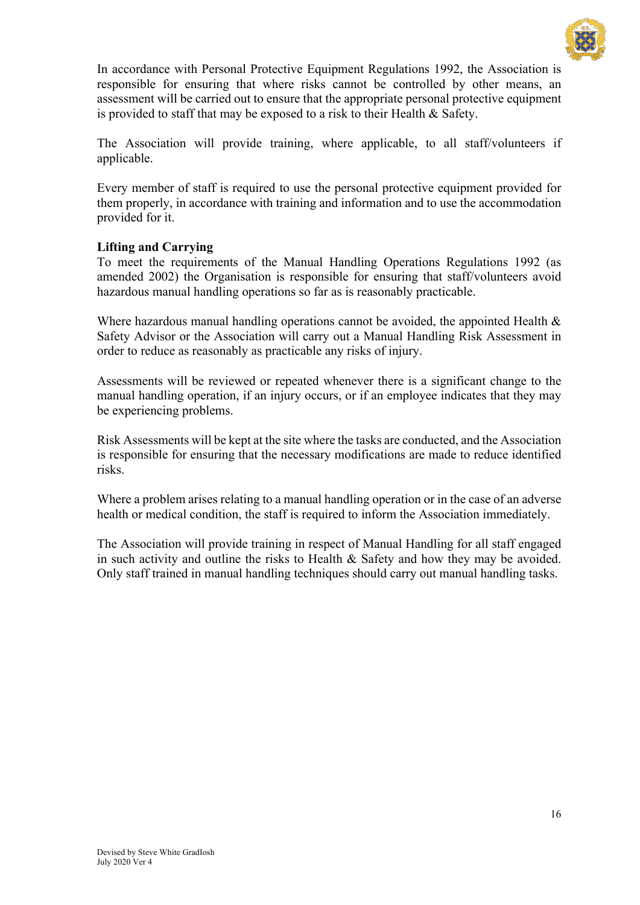In accordance with Personal Protective Equipment Regulations 1992, the Association is responsible for ensuring that where risks cannot be controlled by other means, an assessment will be carried out to ensure that the appropriate personal protective equipment is provided to staff that may be exposed to a risk to their Health & Safety.

The Association will provide training, where applicable, to all staff/volunteers if applicable.

Every member of staff is required to use the personal protective equipment provided for them properly, in accordance with training and information and to use the accommodation provided for it.

**Lifting and Carrying**

To meet the requirements of the Manual Handling Operations Regulations 1992 (as amended 2002) the Organisation is responsible for ensuring that staff/volunteers avoid hazardous manual handling operations so far as is reasonably practicable.

Where hazardous manual handling operations cannot be avoided, the appointed Health & Safety Advisor or the Association will carry out a Manual Handling Risk Assessment in order to reduce as reasonably as practicable any risks of injury.

Assessments will be reviewed or repeated whenever there is a significant change to the manual handling operation, if an injury occurs, or if an employee indicates that they may be experiencing problems.

Risk Assessments will be kept at the site where the tasks are conducted, and the Association is responsible for ensuring that the necessary modifications are made to reduce identified risks.

Where a problem arises relating to a manual handling operation or in the case of an adverse health or medical condition, the staff is required to inform the Association immediately.

The Association will provide training in respect of Manual Handling for all staff engaged in such activity and outline the risks to Health & Safety and how they may be avoided. Only staff trained in manual handling techniques should carry out manual handling tasks.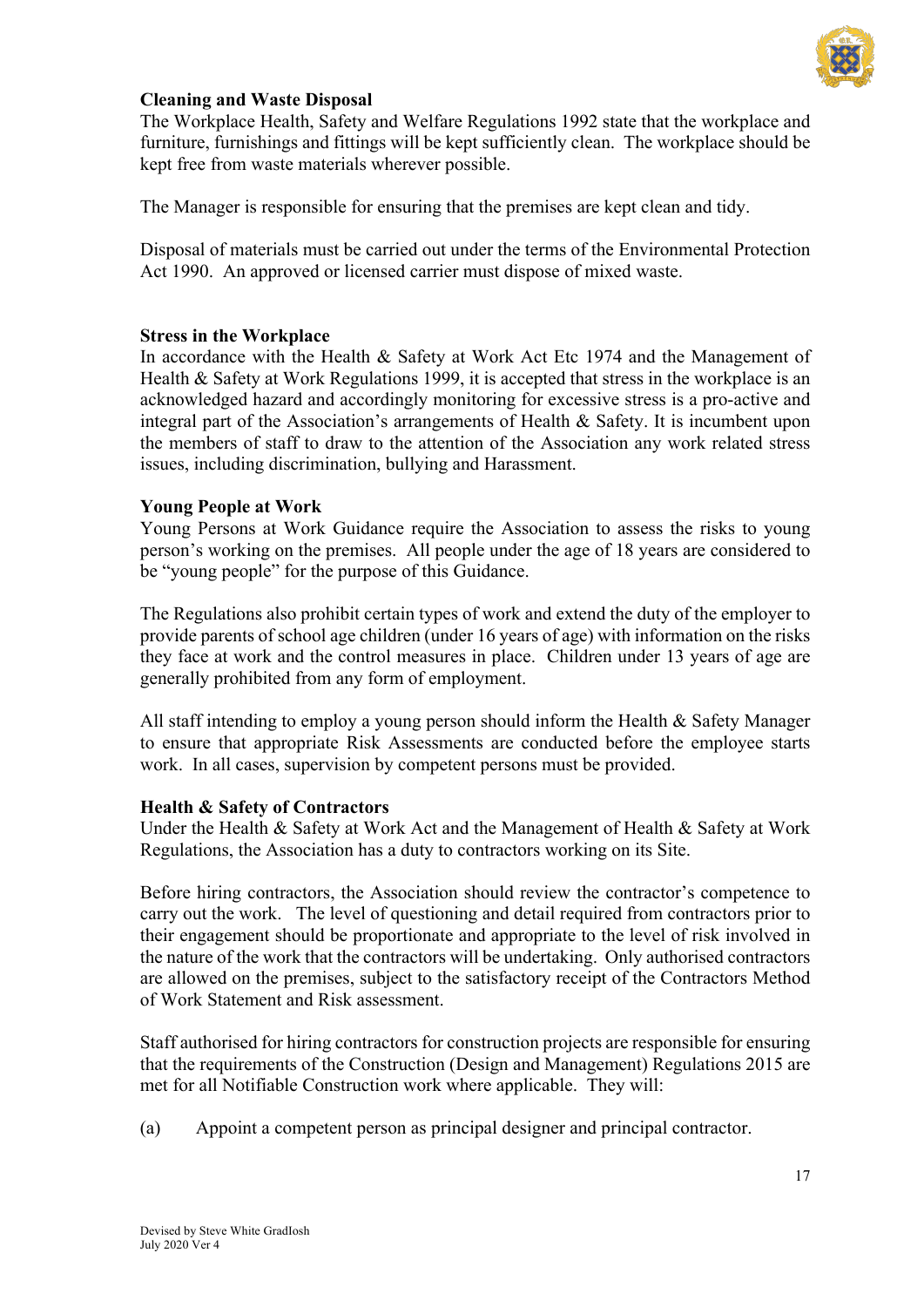**Cleaning and Waste Disposal**
The Workplace Health, Safety and Welfare Regulations 1992 state that the workplace and furniture, furnishings and fittings will be kept sufficiently clean. The workplace should be kept free from waste materials wherever possible.

The Manager is responsible for ensuring that the premises are kept clean and tidy.

Disposal of materials must be carried out under the terms of the Environmental Protection Act 1990. An approved or licensed carrier must dispose of mixed waste.

**Stress in the Workplace**
In accordance with the Health & Safety at Work Act Etc 1974 and the Management of Health & Safety at Work Regulations 1999, it is accepted that stress in the workplace is an acknowledged hazard and accordingly monitoring for excessive stress is a pro-active and integral part of the Association's arrangements of Health & Safety. It is incumbent upon the members of staff to draw to the attention of the Association any work related stress issues, including discrimination, bullying and Harassment.

**Young People at Work**
Young Persons at Work Guidance require the Association to assess the risks to young person's working on the premises. All people under the age of 18 years are considered to be "young people" for the purpose of this Guidance.

The Regulations also prohibit certain types of work and extend the duty of the employer to provide parents of school age children (under 16 years of age) with information on the risks they face at work and the control measures in place. Children under 13 years of age are generally prohibited from any form of employment.

All staff intending to employ a young person should inform the Health & Safety Manager to ensure that appropriate Risk Assessments are conducted before the employee starts work. In all cases, supervision by competent persons must be provided.

**Health & Safety of Contractors**
Under the Health & Safety at Work Act and the Management of Health & Safety at Work Regulations, the Association has a duty to contractors working on its Site.

Before hiring contractors, the Association should review the contractor's competence to carry out the work. The level of questioning and detail required from contractors prior to their engagement should be proportionate and appropriate to the level of risk involved in the nature of the work that the contractors will be undertaking. Only authorised contractors are allowed on the premises, subject to the satisfactory receipt of the Contractors Method of Work Statement and Risk assessment.

Staff authorised for hiring contractors for construction projects are responsible for ensuring that the requirements of the Construction (Design and Management) Regulations 2015 are met for all Notifiable Construction work where applicable. They will:

(a) Appoint a competent person as principal designer and principal contractor.

Devised by Steve White GradIosh
July 2020 Ver 4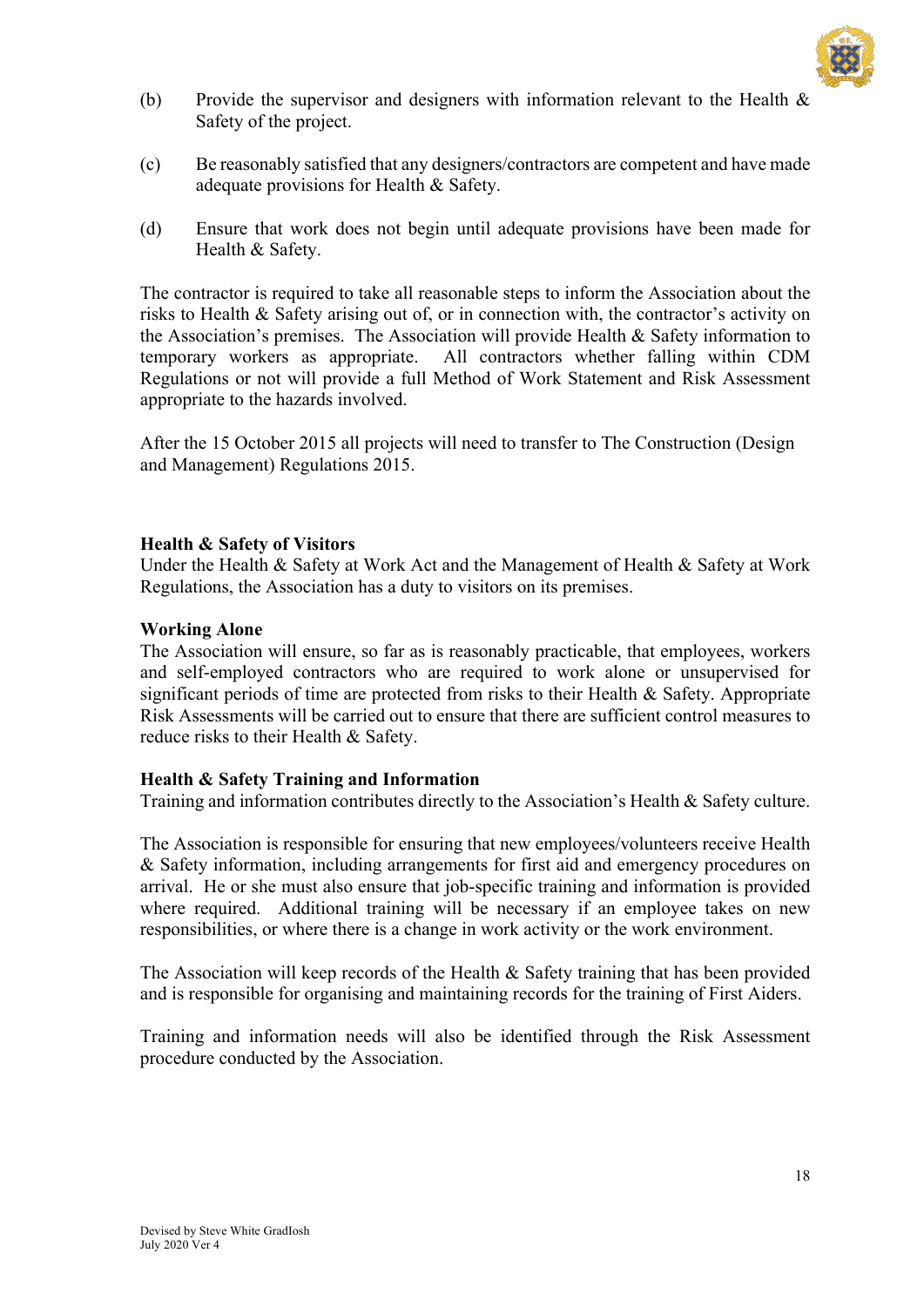(b) Provide the supervisor and designers with information relevant to the Health & Safety of the project.

(c) Be reasonably satisfied that any designers/contractors are competent and have made adequate provisions for Health & Safety.

(d) Ensure that work does not begin until adequate provisions have been made for Health & Safety.

The contractor is required to take all reasonable steps to inform the Association about the risks to Health & Safety arising out of, or in connection with, the contractor's activity on the Association's premises. The Association will provide Health & Safety information to temporary workers as appropriate. All contractors whether falling within CDM Regulations or not will provide a full Method of Work Statement and Risk Assessment appropriate to the hazards involved.

After the 15 October 2015 all projects will need to transfer to The Construction (Design and Management) Regulations 2015.

**Health & Safety of Visitors**
Under the Health & Safety at Work Act and the Management of Health & Safety at Work Regulations, the Association has a duty to visitors on its premises.

**Working Alone**
The Association will ensure, so far as is reasonably practicable, that employees, workers and self-employed contractors who are required to work alone or unsupervised for significant periods of time are protected from risks to their Health & Safety. Appropriate Risk Assessments will be carried out to ensure that there are sufficient control measures to reduce risks to their Health & Safety.

**Health & Safety Training and Information**
Training and information contributes directly to the Association's Health & Safety culture.

The Association is responsible for ensuring that new employees/volunteers receive Health & Safety information, including arrangements for first aid and emergency procedures on arrival. He or she must also ensure that job-specific training and information is provided where required. Additional training will be necessary if an employee takes on new responsibilities, or where there is a change in work activity or the work environment.

The Association will keep records of the Health & Safety training that has been provided and is responsible for organising and maintaining records for the training of First Aiders.

Training and information needs will also be identified through the Risk Assessment procedure conducted by the Association.

Devised by Steve White GradIosh
July 2020 Ver 4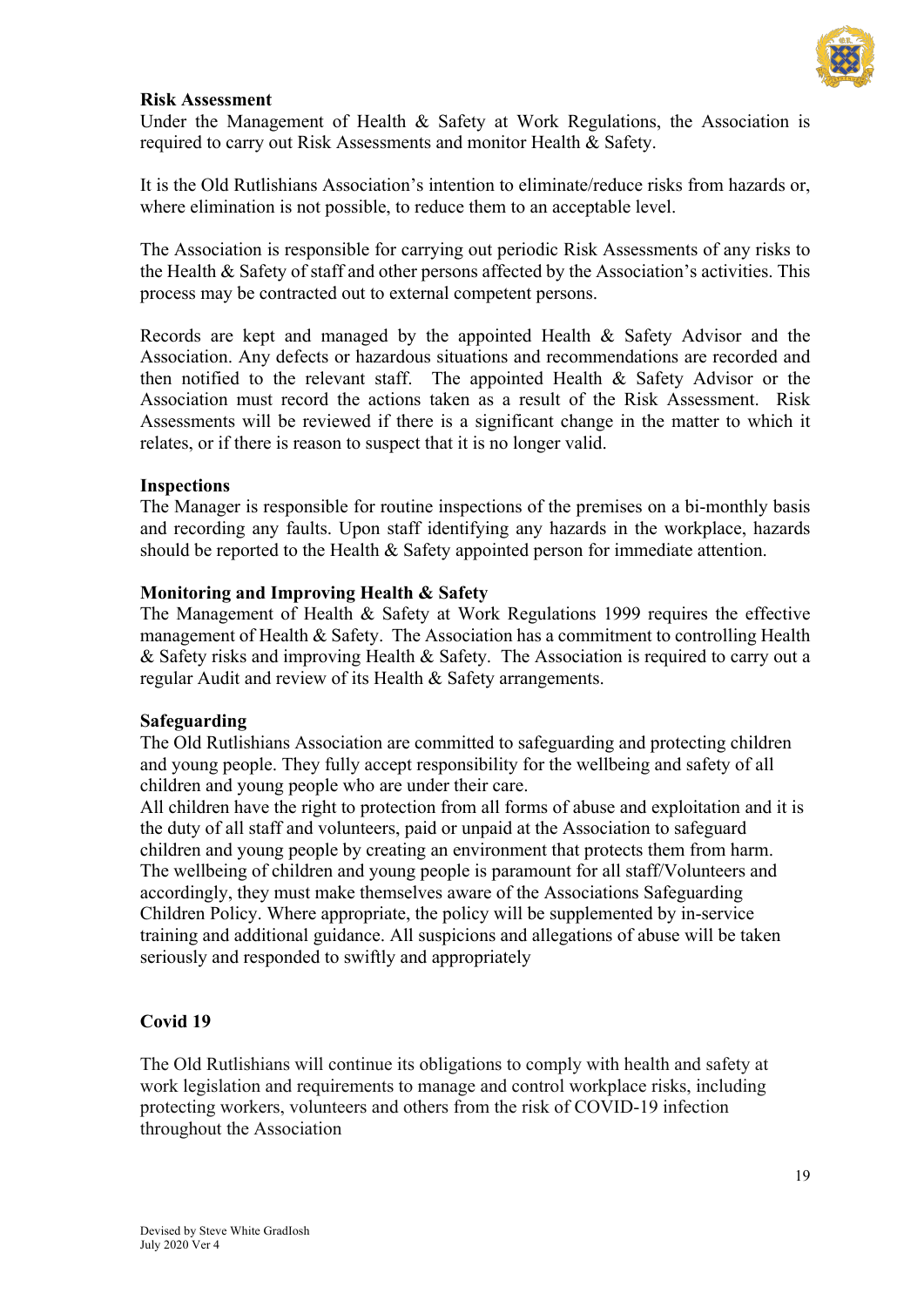**Risk Assessment**

Under the Management of Health & Safety at Work Regulations, the Association is required to carry out Risk Assessments and monitor Health & Safety.

It is the Old Rutlishians Association's intention to eliminate/reduce risks from hazards or, where elimination is not possible, to reduce them to an acceptable level.

The Association is responsible for carrying out periodic Risk Assessments of any risks to the Health & Safety of staff and other persons affected by the Association's activities. This process may be contracted out to external competent persons.

Records are kept and managed by the appointed Health & Safety Advisor and the Association. Any defects or hazardous situations and recommendations are recorded and then notified to the relevant staff. The appointed Health & Safety Advisor or the Association must record the actions taken as a result of the Risk Assessment. Risk Assessments will be reviewed if there is a significant change in the matter to which it relates, or if there is reason to suspect that it is no longer valid.

**Inspections**

The Manager is responsible for routine inspections of the premises on a bi-monthly basis and recording any faults. Upon staff identifying any hazards in the workplace, hazards should be reported to the Health & Safety appointed person for immediate attention.

**Monitoring and Improving Health & Safety**

The Management of Health & Safety at Work Regulations 1999 requires the effective management of Health & Safety. The Association has a commitment to controlling Health & Safety risks and improving Health & Safety. The Association is required to carry out a regular Audit and review of its Health & Safety arrangements.

**Safeguarding**

The Old Rutlishians Association are committed to safeguarding and protecting children and young people. They fully accept responsibility for the wellbeing and safety of all children and young people who are under their care.
All children have the right to protection from all forms of abuse and exploitation and it is the duty of all staff and volunteers, paid or unpaid at the Association to safeguard children and young people by creating an environment that protects them from harm. The wellbeing of children and young people is paramount for all staff/Volunteers and accordingly, they must make themselves aware of the Associations Safeguarding Children Policy. Where appropriate, the policy will be supplemented by in-service training and additional guidance. All suspicions and allegations of abuse will be taken seriously and responded to swiftly and appropriately

**Covid 19**

The Old Rutlishians will continue its obligations to comply with health and safety at work legislation and requirements to manage and control workplace risks, including protecting workers, volunteers and others from the risk of COVID-19 infection throughout the Association

Devised by Steve White GradIosh
July 2020 Ver 4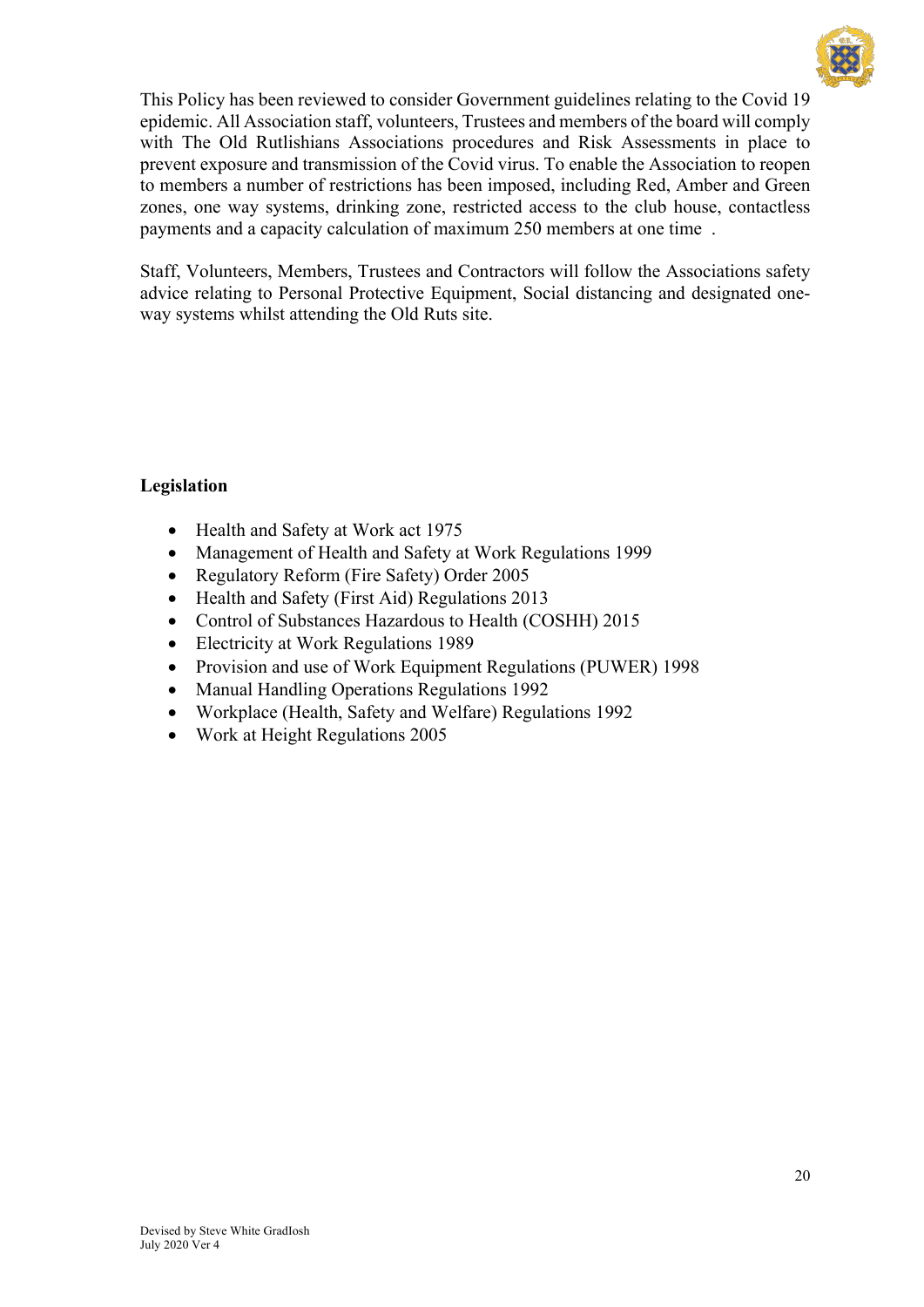This Policy has been reviewed to consider Government guidelines relating to the Covid 19 epidemic. All Association staff, volunteers, Trustees and members of the board will comply with The Old Rutlishians Associations procedures and Risk Assessments in place to prevent exposure and transmission of the Covid virus. To enable the Association to reopen to members a number of restrictions has been imposed, including Red, Amber and Green zones, one way systems, drinking zone, restricted access to the club house, contactless payments and a capacity calculation of maximum 250 members at one time .

Staff, Volunteers, Members, Trustees and Contractors will follow the Associations safety advice relating to Personal Protective Equipment, Social distancing and designated one-way systems whilst attending the Old Ruts site.

**Legislation**

- Health and Safety at Work act 1975
- Management of Health and Safety at Work Regulations 1999
- Regulatory Reform (Fire Safety) Order 2005
- Health and Safety (First Aid) Regulations 2013
- Control of Substances Hazardous to Health (COSHH) 2015
- Electricity at Work Regulations 1989
- Provision and use of Work Equipment Regulations (PUWER) 1998
- Manual Handling Operations Regulations 1992
- Workplace (Health, Safety and Welfare) Regulations 1992
- Work at Height Regulations 2005

Devised by Steve White GradIosh
July 2020 Ver 4